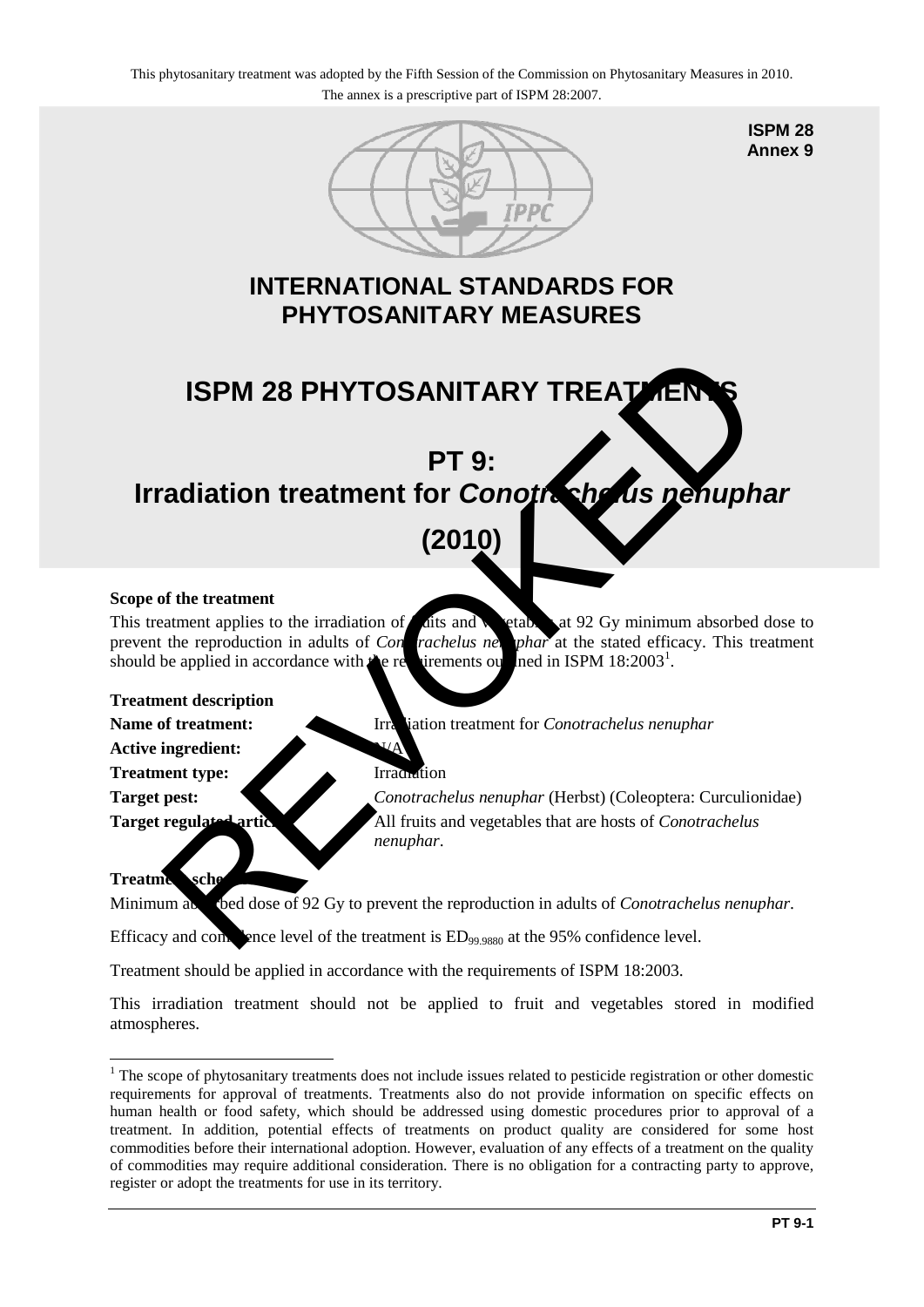This phytosanitary treatment was adopted by the Fifth Session of the Commission on Phytosanitary Measures in 2010.
The annex is a prescriptive part of ISPM 28:2007.

**ISPM 28**
**Annex 9**

# INTERNATIONAL STANDARDS FOR PHYTOSANITARY MEASURES

# ISPM 28 PHYTOSANITARY TREATMENTS

# PT 9: Irradiation treatment for *Conotrachelus nenuphar* (2010)

REVOKED

**Scope of the treatment**

This treatment applies to the irradiation of fruits and vegetables at 92 Gy minimum absorbed dose to prevent the reproduction in adults of *Conotrachelus nenuphar* at the stated efficacy. This treatment should be applied in accordance with the requirements outlined in ISPM 18:2003[1].

**Treatment description**

| | |
|---|---|
| **Name of treatment:** | Irradiation treatment for *Conotrachelus nenuphar* |
| **Active ingredient:** | N/A |
| **Treatment type:** | Irradiation |
| **Target pest:** | *Conotrachelus nenuphar* (Herbst) (Coleoptera: Curculionidae) |
| **Target regulated articles:** | All fruits and vegetables that are hosts of *Conotrachelus nenuphar*. |

**Treatment schedule**

Minimum absorbed dose of 92 Gy to prevent the reproduction in adults of *Conotrachelus nenuphar*.

Efficacy and confidence level of the treatment is $ED_{99.9880}$ at the 95% confidence level.

Treatment should be applied in accordance with the requirements of ISPM 18:2003.

This irradiation treatment should not be applied to fruit and vegetables stored in modified atmospheres.

---

[1] The scope of phytosanitary treatments does not include issues related to pesticide registration or other domestic requirements for approval of treatments. Treatments also do not provide information on specific effects on human health or food safety, which should be addressed using domestic procedures prior to approval of a treatment. In addition, potential effects of treatments on product quality are considered for some host commodities before their international adoption. However, evaluation of any effects of a treatment on the quality of commodities may require additional consideration. There is no obligation for a contracting party to approve, register or adopt the treatments for use in its territory.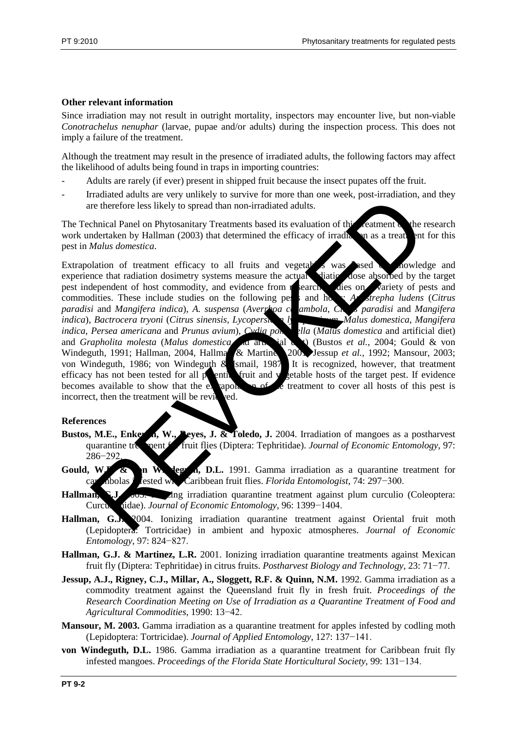**Other relevant information**

Since irradiation may not result in outright mortality, inspectors may encounter live, but non-viable *Conotrachelus nenuphar* (larvae, pupae and/or adults) during the inspection process. This does not imply a failure of the treatment.

Although the treatment may result in the presence of irradiated adults, the following factors may affect the likelihood of adults being found in traps in importing countries:

- Adults are rarely (if ever) present in shipped fruit because the insect pupates off the fruit.
- Irradiated adults are very unlikely to survive for more than one week, post-irradiation, and they are therefore less likely to spread than non-irradiated adults.

The Technical Panel on Phytosanitary Treatments based its evaluation of this treatment on the research work undertaken by Hallman (2003) that determined the efficacy of irradiation as a treatment for this pest in *Malus domestica*.

Extrapolation of treatment efficacy to all fruits and vegetables was based on knowledge and experience that radiation dosimetry systems measure the actual radiation dose absorbed by the target pest independent of host commodity, and evidence from research studies on a variety of pests and commodities. These include studies on the following pests and hosts: *Anastrepha ludens* (*Citrus paradisi* and *Mangifera indica*), *A. suspensa* (*Averrhoa carambola*, *Citrus paradisi* and *Mangifera indica*), *Bactrocera tryoni* (*Citrus sinensis*, *Lycopersicon lycopersicum*, *Malus domestica*, *Mangifera indica*, *Persea americana* and *Prunus avium*), *Cydia pomonella* (*Malus domestica* and artificial diet) and *Grapholita molesta* (*Malus domestica* and artificial diet) (Bustos *et al.*, 2004; Gould & von Windeguth, 1991; Hallman, 2004, Hallman & Martinez, 2001; Jessup *et al.*, 1992; Mansour, 2003; von Windeguth, 1986; von Windeguth & Ismail, 1987). It is recognized, however, that treatment efficacy has not been tested for all potential fruit and vegetable hosts of the target pest. If evidence becomes available to show that the extrapolation of the treatment to cover all hosts of this pest is incorrect, then the treatment will be reviewed.

**References**

**Bustos, M.E., Enkerlin, W., Reyes, J. & Toledo, J.** 2004. Irradiation of mangoes as a postharvest quarantine treatment for fruit flies (Diptera: Tephritidae). *Journal of Economic Entomology*, 97: 286−292.

**Gould, W.P. & von Windeguth, D.L.** 1991. Gamma irradiation as a quarantine treatment for carambolas infested with Caribbean fruit flies. *Florida Entomologist*, 74: 297−300.

**Hallman, G.J.** 2003. Ionizing irradiation quarantine treatment against plum curculio (Coleoptera: Curculionidae). *Journal of Economic Entomology*, 96: 1399−1404.

**Hallman, G.J.** 2004. Ionizing irradiation quarantine treatment against Oriental fruit moth (Lepidoptera: Tortricidae) in ambient and hypoxic atmospheres. *Journal of Economic Entomology*, 97: 824−827.

**Hallman, G.J. & Martinez, L.R.** 2001. Ionizing irradiation quarantine treatments against Mexican fruit fly (Diptera: Tephritidae) in citrus fruits. *Postharvest Biology and Technology*, 23: 71−77.

**Jessup, A.J., Rigney, C.J., Millar, A., Sloggett, R.F. & Quinn, N.M.** 1992. Gamma irradiation as a commodity treatment against the Queensland fruit fly in fresh fruit. *Proceedings of the Research Coordination Meeting on Use of Irradiation as a Quarantine Treatment of Food and Agricultural Commodities*, 1990: 13−42.

**Mansour, M. 2003.** Gamma irradiation as a quarantine treatment for apples infested by codling moth (Lepidoptera: Tortricidae). *Journal of Applied Entomology*, 127: 137−141.

**von Windeguth, D.L.** 1986. Gamma irradiation as a quarantine treatment for Caribbean fruit fly infested mangoes. *Proceedings of the Florida State Horticultural Society*, 99: 131−134.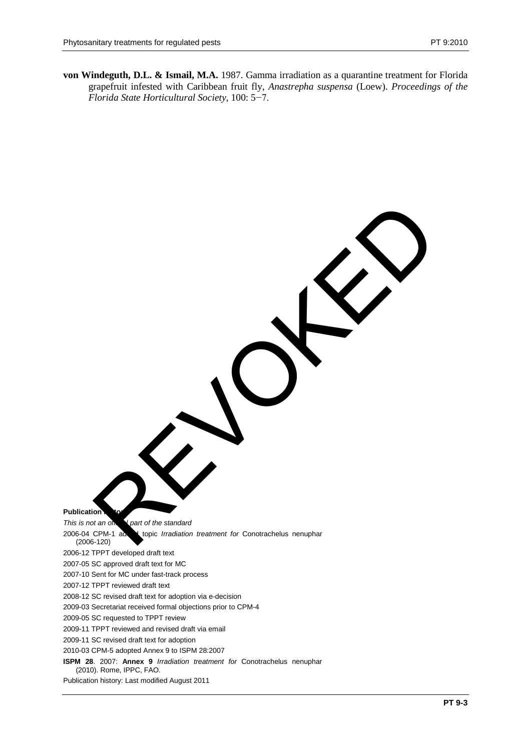**von Windeguth, D.L. & Ismail, M.A.** 1987. Gamma irradiation as a quarantine treatment for Florida grapefruit infested with Caribbean fruit fly, *Anastrepha suspensa* (Loew). *Proceedings of the Florida State Horticultural Society*, 100: 5−7.

REVOKED

**Publication history**

*This is not an official part of the standard*

2006-04 CPM-1 added topic *Irradiation treatment for* Conotrachelus nenuphar (2006-120)

2006-12 TPPT developed draft text

2007-05 SC approved draft text for MC

2007-10 Sent for MC under fast-track process

2007-12 TPPT reviewed draft text

2008-12 SC revised draft text for adoption via e-decision

2009-03 Secretariat received formal objections prior to CPM-4

2009-05 SC requested to TPPT review

2009-11 TPPT reviewed and revised draft via email

2009-11 SC revised draft text for adoption

2010-03 CPM-5 adopted Annex 9 to ISPM 28:2007

**ISPM 28**. 2007: **Annex 9** *Irradiation treatment for* Conotrachelus nenuphar (2010). Rome, IPPC, FAO.

Publication history: Last modified August 2011